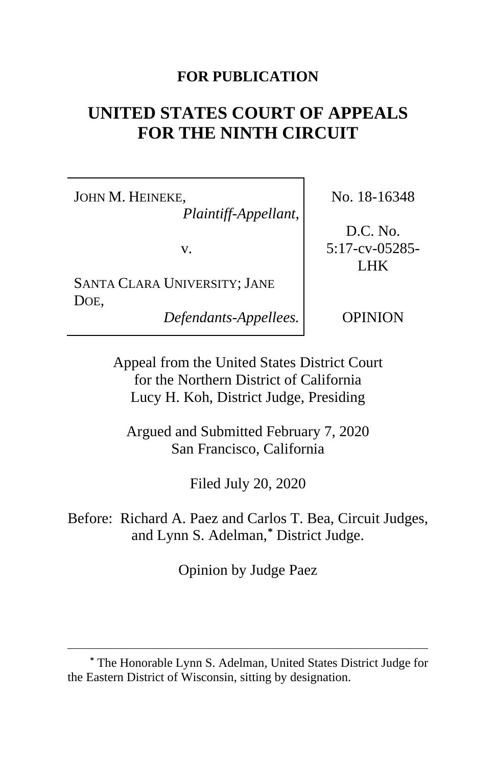**FOR PUBLICATION**

# UNITED STATES COURT OF APPEALS FOR THE NINTH CIRCUIT

| | |
|---|---|
| JOHN M. HEINEKE, *Plaintiff-Appellant*, v. SANTA CLARA UNIVERSITY; JANE DOE, *Defendants-Appellees.* | No. 18-16348 D.C. No. 5:17-cv-05285-LHK OPINION |

Appeal from the United States District Court
for the Northern District of California
Lucy H. Koh, District Judge, Presiding

Argued and Submitted February 7, 2020
San Francisco, California

Filed July 20, 2020

Before: Richard A. Paez and Carlos T. Bea, Circuit Judges, and Lynn S. Adelman,* District Judge.

Opinion by Judge Paez

---

\* The Honorable Lynn S. Adelman, United States District Judge for the Eastern District of Wisconsin, sitting by designation.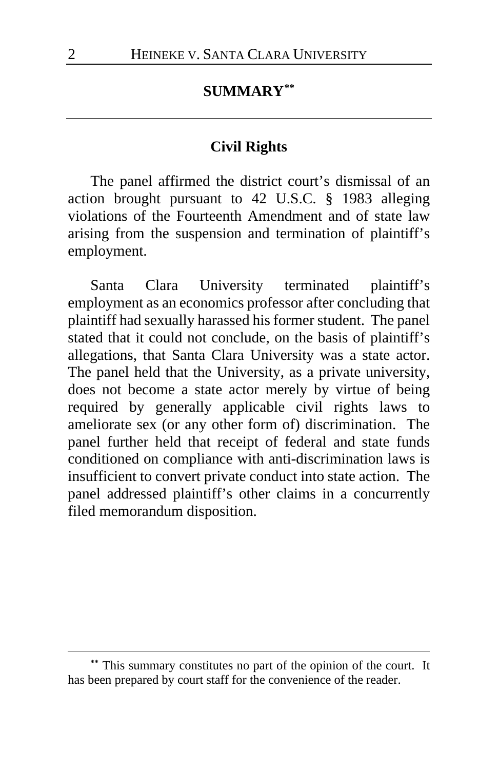## SUMMARY[**]

### Civil Rights

The panel affirmed the district court's dismissal of an action brought pursuant to 42 U.S.C. § 1983 alleging violations of the Fourteenth Amendment and of state law arising from the suspension and termination of plaintiff's employment.

Santa Clara University terminated plaintiff's employment as an economics professor after concluding that plaintiff had sexually harassed his former student. The panel stated that it could not conclude, on the basis of plaintiff's allegations, that Santa Clara University was a state actor. The panel held that the University, as a private university, does not become a state actor merely by virtue of being required by generally applicable civil rights laws to ameliorate sex (or any other form of) discrimination. The panel further held that receipt of federal and state funds conditioned on compliance with anti-discrimination laws is insufficient to convert private conduct into state action. The panel addressed plaintiff's other claims in a concurrently filed memorandum disposition.

---

[**] This summary constitutes no part of the opinion of the court. It has been prepared by court staff for the convenience of the reader.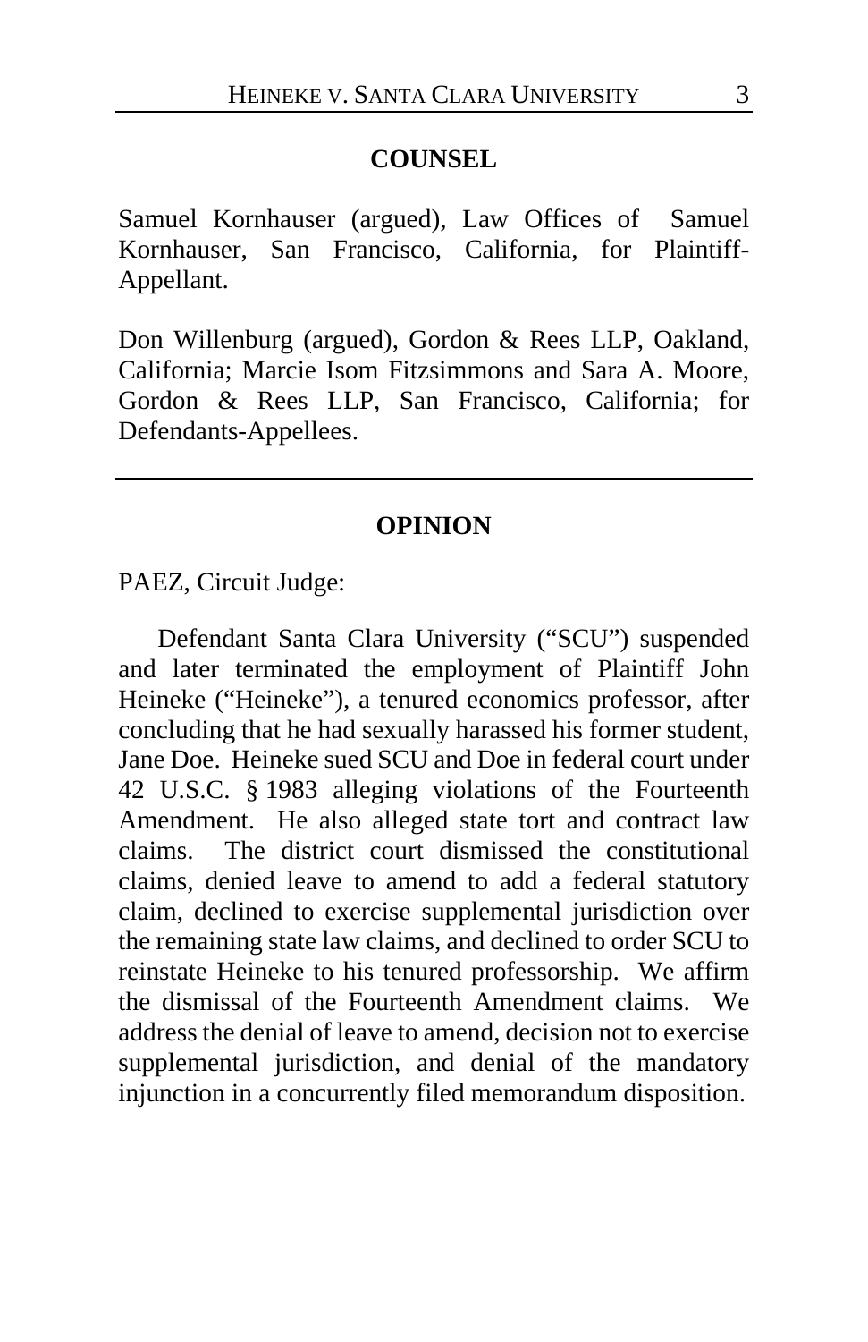## COUNSEL

Samuel Kornhauser (argued), Law Offices of Samuel Kornhauser, San Francisco, California, for Plaintiff-Appellant.

Don Willenburg (argued), Gordon & Rees LLP, Oakland, California; Marcie Isom Fitzsimmons and Sara A. Moore, Gordon & Rees LLP, San Francisco, California; for Defendants-Appellees.

---

## OPINION

PAEZ, Circuit Judge:

Defendant Santa Clara University ("SCU") suspended and later terminated the employment of Plaintiff John Heineke ("Heineke"), a tenured economics professor, after concluding that he had sexually harassed his former student, Jane Doe. Heineke sued SCU and Doe in federal court under 42 U.S.C. § 1983 alleging violations of the Fourteenth Amendment. He also alleged state tort and contract law claims. The district court dismissed the constitutional claims, denied leave to amend to add a federal statutory claim, declined to exercise supplemental jurisdiction over the remaining state law claims, and declined to order SCU to reinstate Heineke to his tenured professorship. We affirm the dismissal of the Fourteenth Amendment claims. We address the denial of leave to amend, decision not to exercise supplemental jurisdiction, and denial of the mandatory injunction in a concurrently filed memorandum disposition.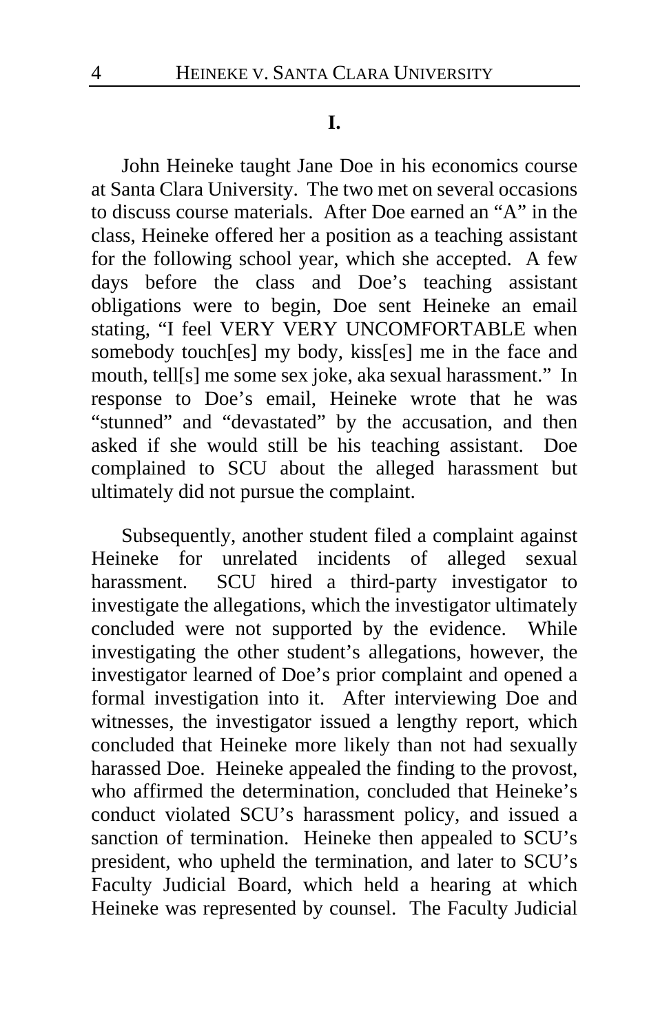## I.

John Heineke taught Jane Doe in his economics course at Santa Clara University. The two met on several occasions to discuss course materials. After Doe earned an "A" in the class, Heineke offered her a position as a teaching assistant for the following school year, which she accepted. A few days before the class and Doe's teaching assistant obligations were to begin, Doe sent Heineke an email stating, "I feel VERY VERY UNCOMFORTABLE when somebody touch[es] my body, kiss[es] me in the face and mouth, tell[s] me some sex joke, aka sexual harassment." In response to Doe's email, Heineke wrote that he was "stunned" and "devastated" by the accusation, and then asked if she would still be his teaching assistant. Doe complained to SCU about the alleged harassment but ultimately did not pursue the complaint.

Subsequently, another student filed a complaint against Heineke for unrelated incidents of alleged sexual harassment. SCU hired a third-party investigator to investigate the allegations, which the investigator ultimately concluded were not supported by the evidence. While investigating the other student's allegations, however, the investigator learned of Doe's prior complaint and opened a formal investigation into it. After interviewing Doe and witnesses, the investigator issued a lengthy report, which concluded that Heineke more likely than not had sexually harassed Doe. Heineke appealed the finding to the provost, who affirmed the determination, concluded that Heineke's conduct violated SCU's harassment policy, and issued a sanction of termination. Heineke then appealed to SCU's president, who upheld the termination, and later to SCU's Faculty Judicial Board, which held a hearing at which Heineke was represented by counsel. The Faculty Judicial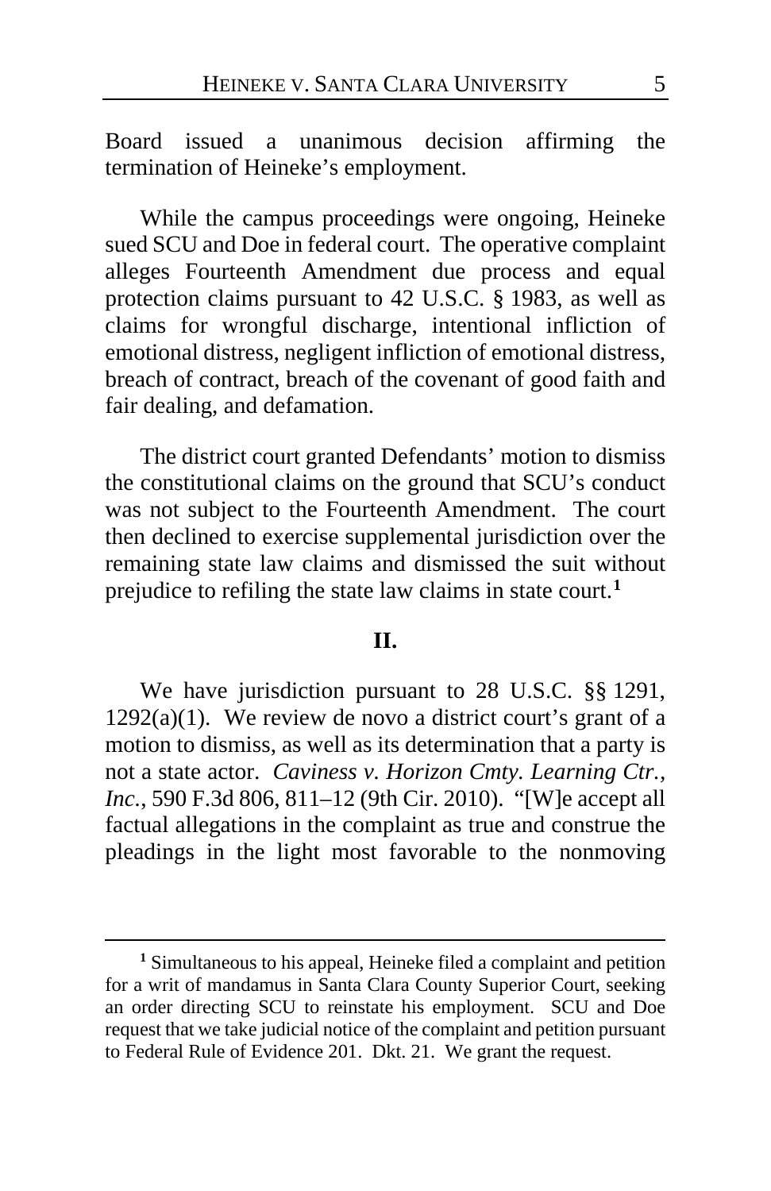Board issued a unanimous decision affirming the termination of Heineke's employment.

While the campus proceedings were ongoing, Heineke sued SCU and Doe in federal court. The operative complaint alleges Fourteenth Amendment due process and equal protection claims pursuant to 42 U.S.C. § 1983, as well as claims for wrongful discharge, intentional infliction of emotional distress, negligent infliction of emotional distress, breach of contract, breach of the covenant of good faith and fair dealing, and defamation.

The district court granted Defendants' motion to dismiss the constitutional claims on the ground that SCU's conduct was not subject to the Fourteenth Amendment. The court then declined to exercise supplemental jurisdiction over the remaining state law claims and dismissed the suit without prejudice to refiling the state law claims in state court.[1]

## II.

We have jurisdiction pursuant to 28 U.S.C. §§ 1291, 1292(a)(1). We review de novo a district court's grant of a motion to dismiss, as well as its determination that a party is not a state actor. *Caviness v. Horizon Cmty. Learning Ctr., Inc.*, 590 F.3d 806, 811–12 (9th Cir. 2010). "[W]e accept all factual allegations in the complaint as true and construe the pleadings in the light most favorable to the nonmoving

---

[1] Simultaneous to his appeal, Heineke filed a complaint and petition for a writ of mandamus in Santa Clara County Superior Court, seeking an order directing SCU to reinstate his employment. SCU and Doe request that we take judicial notice of the complaint and petition pursuant to Federal Rule of Evidence 201. Dkt. 21. We grant the request.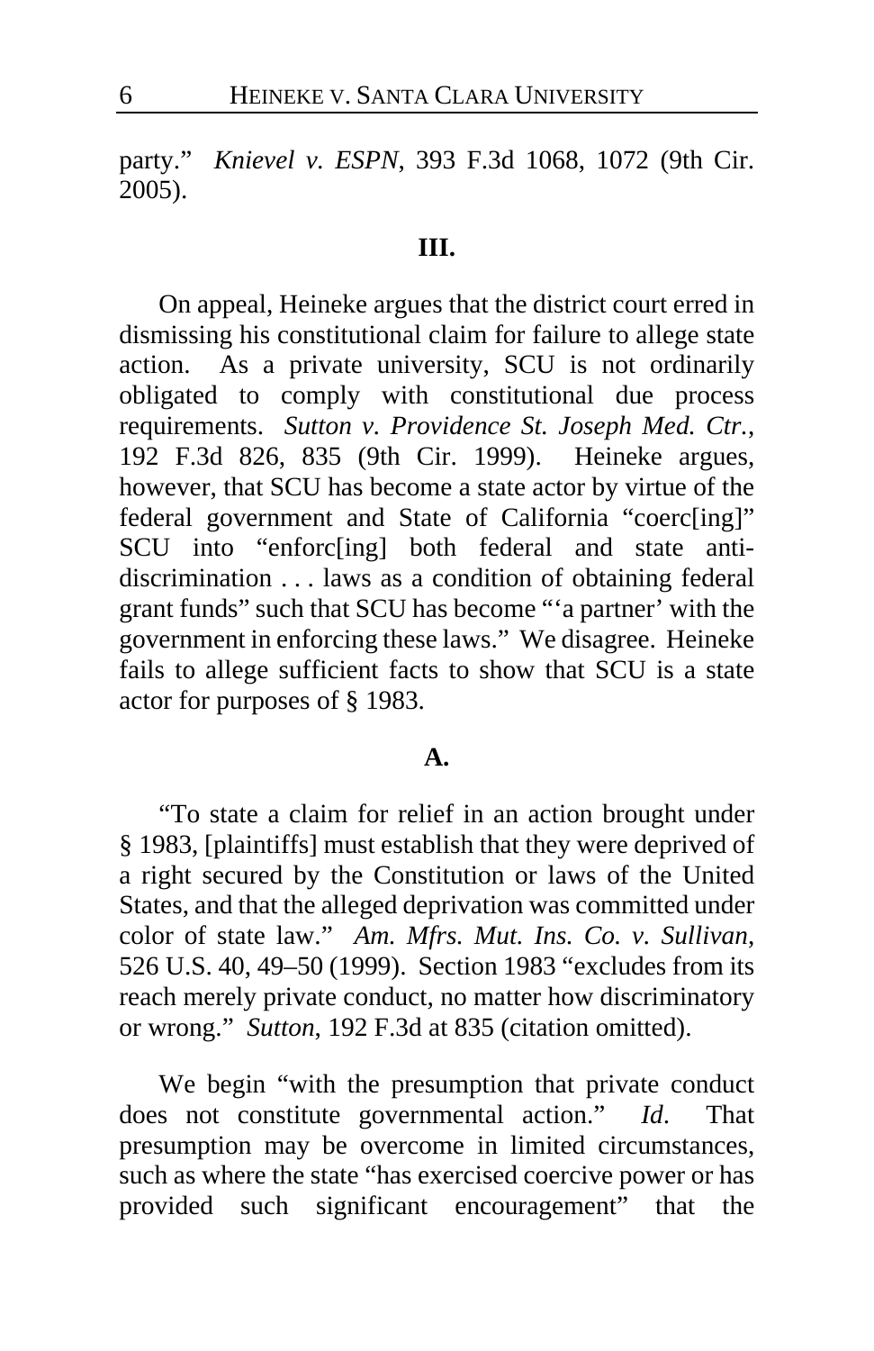party." *Knievel v. ESPN*, 393 F.3d 1068, 1072 (9th Cir. 2005).

## III.

On appeal, Heineke argues that the district court erred in dismissing his constitutional claim for failure to allege state action. As a private university, SCU is not ordinarily obligated to comply with constitutional due process requirements. *Sutton v. Providence St. Joseph Med. Ctr.*, 192 F.3d 826, 835 (9th Cir. 1999). Heineke argues, however, that SCU has become a state actor by virtue of the federal government and State of California "coerc[ing]" SCU into "enforc[ing] both federal and state anti-discrimination . . . laws as a condition of obtaining federal grant funds" such that SCU has become "'a partner' with the government in enforcing these laws." We disagree. Heineke fails to allege sufficient facts to show that SCU is a state actor for purposes of § 1983.

### A.

"To state a claim for relief in an action brought under § 1983, [plaintiffs] must establish that they were deprived of a right secured by the Constitution or laws of the United States, and that the alleged deprivation was committed under color of state law." *Am. Mfrs. Mut. Ins. Co. v. Sullivan*, 526 U.S. 40, 49–50 (1999). Section 1983 "excludes from its reach merely private conduct, no matter how discriminatory or wrong." *Sutton*, 192 F.3d at 835 (citation omitted).

We begin "with the presumption that private conduct does not constitute governmental action." *Id.* That presumption may be overcome in limited circumstances, such as where the state "has exercised coercive power or has provided such significant encouragement" that the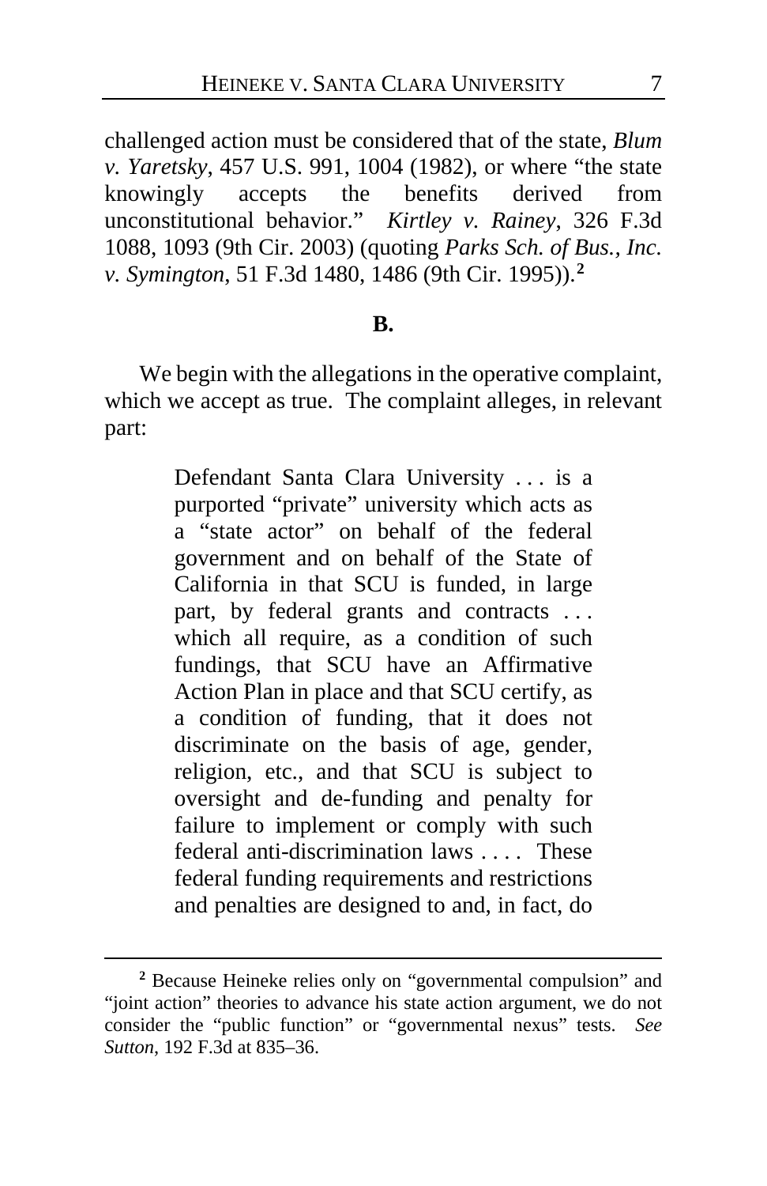challenged action must be considered that of the state, *Blum v. Yaretsky*, 457 U.S. 991, 1004 (1982), or where "the state knowingly accepts the benefits derived from unconstitutional behavior." *Kirtley v. Rainey*, 326 F.3d 1088, 1093 (9th Cir. 2003) (quoting *Parks Sch. of Bus., Inc. v. Symington*, 51 F.3d 1480, 1486 (9th Cir. 1995)).[2]

**B.**

We begin with the allegations in the operative complaint, which we accept as true. The complaint alleges, in relevant part:

> Defendant Santa Clara University . . . is a purported "private" university which acts as a "state actor" on behalf of the federal government and on behalf of the State of California in that SCU is funded, in large part, by federal grants and contracts . . . which all require, as a condition of such fundings, that SCU have an Affirmative Action Plan in place and that SCU certify, as a condition of funding, that it does not discriminate on the basis of age, gender, religion, etc., and that SCU is subject to oversight and de-funding and penalty for failure to implement or comply with such federal anti-discrimination laws . . . . These federal funding requirements and restrictions and penalties are designed to and, in fact, do

[2] Because Heineke relies only on "governmental compulsion" and "joint action" theories to advance his state action argument, we do not consider the "public function" or "governmental nexus" tests. *See Sutton*, 192 F.3d at 835–36.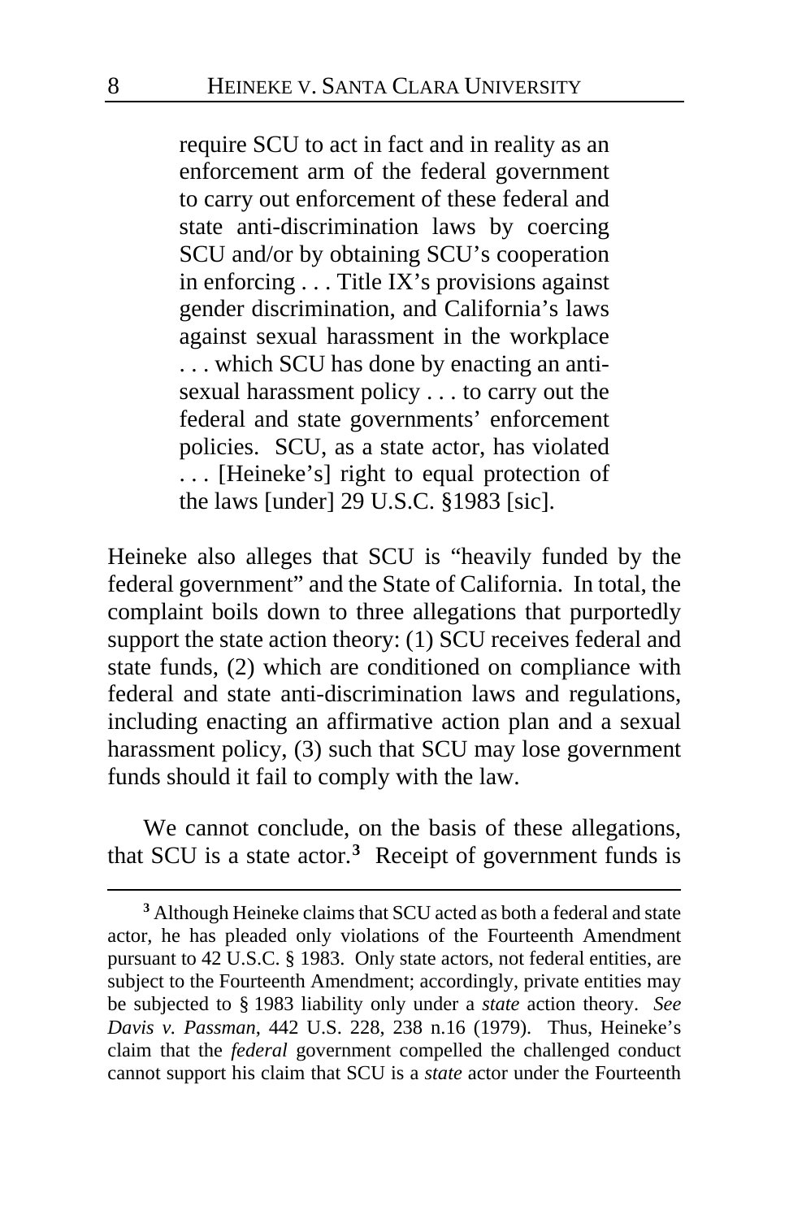> require SCU to act in fact and in reality as an enforcement arm of the federal government to carry out enforcement of these federal and state anti-discrimination laws by coercing SCU and/or by obtaining SCU's cooperation in enforcing . . . Title IX's provisions against gender discrimination, and California's laws against sexual harassment in the workplace . . . which SCU has done by enacting an anti-sexual harassment policy . . . to carry out the federal and state governments' enforcement policies. SCU, as a state actor, has violated . . . [Heineke's] right to equal protection of the laws [under] 29 U.S.C. §1983 [sic].

Heineke also alleges that SCU is "heavily funded by the federal government" and the State of California. In total, the complaint boils down to three allegations that purportedly support the state action theory: (1) SCU receives federal and state funds, (2) which are conditioned on compliance with federal and state anti-discrimination laws and regulations, including enacting an affirmative action plan and a sexual harassment policy, (3) such that SCU may lose government funds should it fail to comply with the law.

We cannot conclude, on the basis of these allegations, that SCU is a state actor.[3] Receipt of government funds is

[3] Although Heineke claims that SCU acted as both a federal and state actor, he has pleaded only violations of the Fourteenth Amendment pursuant to 42 U.S.C. § 1983. Only state actors, not federal entities, are subject to the Fourteenth Amendment; accordingly, private entities may be subjected to § 1983 liability only under a *state* action theory. *See Davis v. Passman*, 442 U.S. 228, 238 n.16 (1979). Thus, Heineke's claim that the *federal* government compelled the challenged conduct cannot support his claim that SCU is a *state* actor under the Fourteenth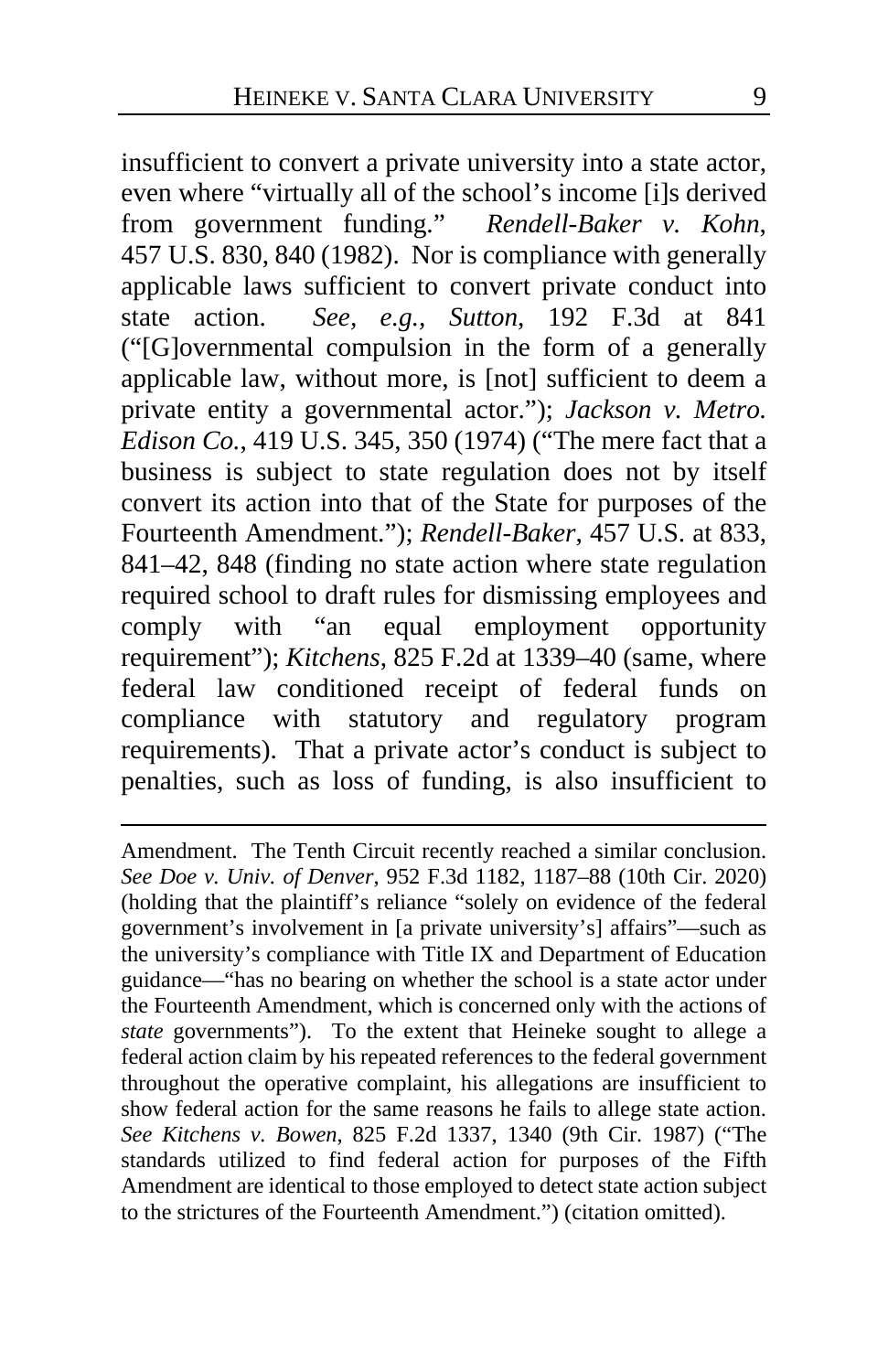insufficient to convert a private university into a state actor, even where "virtually all of the school's income [i]s derived from government funding." *Rendell-Baker v. Kohn*, 457 U.S. 830, 840 (1982). Nor is compliance with generally applicable laws sufficient to convert private conduct into state action. *See, e.g.*, *Sutton*, 192 F.3d at 841 ("[G]overnmental compulsion in the form of a generally applicable law, without more, is [not] sufficient to deem a private entity a governmental actor."); *Jackson v. Metro. Edison Co.*, 419 U.S. 345, 350 (1974) ("The mere fact that a business is subject to state regulation does not by itself convert its action into that of the State for purposes of the Fourteenth Amendment."); *Rendell-Baker*, 457 U.S. at 833, 841–42, 848 (finding no state action where state regulation required school to draft rules for dismissing employees and comply with "an equal employment opportunity requirement"); *Kitchens*, 825 F.2d at 1339–40 (same, where federal law conditioned receipt of federal funds on compliance with statutory and regulatory program requirements). That a private actor's conduct is subject to penalties, such as loss of funding, is also insufficient to

---

Amendment. The Tenth Circuit recently reached a similar conclusion. *See Doe v. Univ. of Denver*, 952 F.3d 1182, 1187–88 (10th Cir. 2020) (holding that the plaintiff's reliance "solely on evidence of the federal government's involvement in [a private university's] affairs"—such as the university's compliance with Title IX and Department of Education guidance—"has no bearing on whether the school is a state actor under the Fourteenth Amendment, which is concerned only with the actions of *state* governments"). To the extent that Heineke sought to allege a federal action claim by his repeated references to the federal government throughout the operative complaint, his allegations are insufficient to show federal action for the same reasons he fails to allege state action. *See Kitchens v. Bowen*, 825 F.2d 1337, 1340 (9th Cir. 1987) ("The standards utilized to find federal action for purposes of the Fifth Amendment are identical to those employed to detect state action subject to the strictures of the Fourteenth Amendment.") (citation omitted).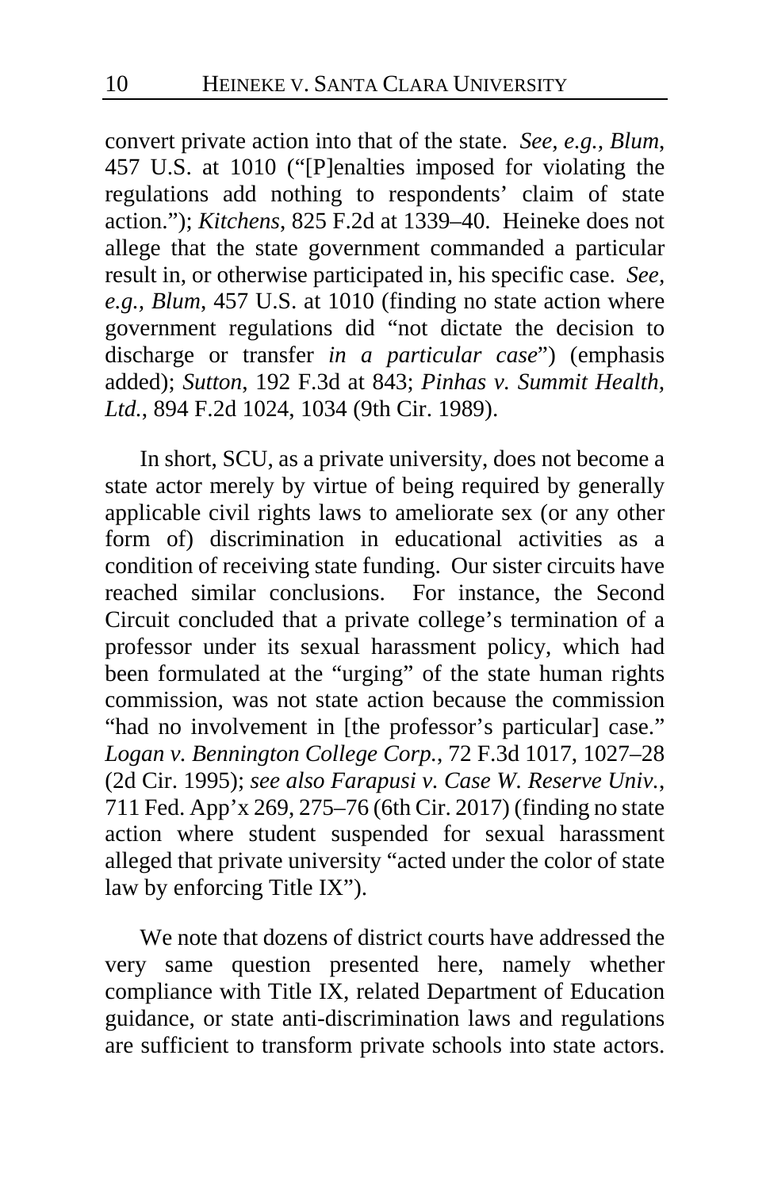convert private action into that of the state. *See, e.g.*, *Blum*, 457 U.S. at 1010 ("[P]enalties imposed for violating the regulations add nothing to respondents' claim of state action."); *Kitchens*, 825 F.2d at 1339–40. Heineke does not allege that the state government commanded a particular result in, or otherwise participated in, his specific case. *See, e.g.*, *Blum*, 457 U.S. at 1010 (finding no state action where government regulations did "not dictate the decision to discharge or transfer *in a particular case*") (emphasis added); *Sutton*, 192 F.3d at 843; *Pinhas v. Summit Health, Ltd.*, 894 F.2d 1024, 1034 (9th Cir. 1989).

In short, SCU, as a private university, does not become a state actor merely by virtue of being required by generally applicable civil rights laws to ameliorate sex (or any other form of) discrimination in educational activities as a condition of receiving state funding. Our sister circuits have reached similar conclusions. For instance, the Second Circuit concluded that a private college's termination of a professor under its sexual harassment policy, which had been formulated at the "urging" of the state human rights commission, was not state action because the commission "had no involvement in [the professor's particular] case." *Logan v. Bennington College Corp.*, 72 F.3d 1017, 1027–28 (2d Cir. 1995); *see also Farapusi v. Case W. Reserve Univ.*, 711 Fed. App'x 269, 275–76 (6th Cir. 2017) (finding no state action where student suspended for sexual harassment alleged that private university "acted under the color of state law by enforcing Title IX").

We note that dozens of district courts have addressed the very same question presented here, namely whether compliance with Title IX, related Department of Education guidance, or state anti-discrimination laws and regulations are sufficient to transform private schools into state actors.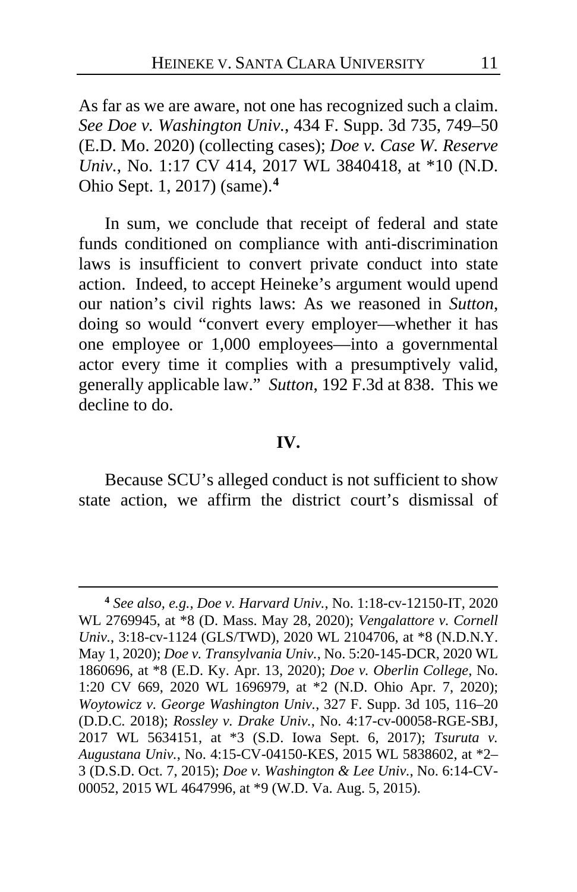As far as we are aware, not one has recognized such a claim. *See Doe v. Washington Univ.*, 434 F. Supp. 3d 735, 749–50 (E.D. Mo. 2020) (collecting cases); *Doe v. Case W. Reserve Univ.*, No. 1:17 CV 414, 2017 WL 3840418, at *10 (N.D. Ohio Sept. 1, 2017) (same).[4]

In sum, we conclude that receipt of federal and state funds conditioned on compliance with anti-discrimination laws is insufficient to convert private conduct into state action. Indeed, to accept Heineke's argument would upend our nation's civil rights laws: As we reasoned in *Sutton*, doing so would "convert every employer—whether it has one employee or 1,000 employees—into a governmental actor every time it complies with a presumptively valid, generally applicable law." *Sutton*, 192 F.3d at 838. This we decline to do.

**IV.**

Because SCU's alleged conduct is not sufficient to show state action, we affirm the district court's dismissal of

---

[4] *See also, e.g., Doe v. Harvard Univ.*, No. 1:18-cv-12150-IT, 2020 WL 2769945, at *8 (D. Mass. May 28, 2020); *Vengalattore v. Cornell Univ.*, 3:18-cv-1124 (GLS/TWD), 2020 WL 2104706, at *8 (N.D.N.Y. May 1, 2020); *Doe v. Transylvania Univ.*, No. 5:20-145-DCR, 2020 WL 1860696, at *8 (E.D. Ky. Apr. 13, 2020); *Doe v. Oberlin College*, No. 1:20 CV 669, 2020 WL 1696979, at *2 (N.D. Ohio Apr. 7, 2020); *Woytowicz v. George Washington Univ.*, 327 F. Supp. 3d 105, 116–20 (D.D.C. 2018); *Rossley v. Drake Univ.*, No. 4:17-cv-00058-RGE-SBJ, 2017 WL 5634151, at *3 (S.D. Iowa Sept. 6, 2017); *Tsuruta v. Augustana Univ.*, No. 4:15-CV-04150-KES, 2015 WL 5838602, at *2–3 (D.S.D. Oct. 7, 2015); *Doe v. Washington & Lee Univ.*, No. 6:14-CV-00052, 2015 WL 4647996, at *9 (W.D. Va. Aug. 5, 2015).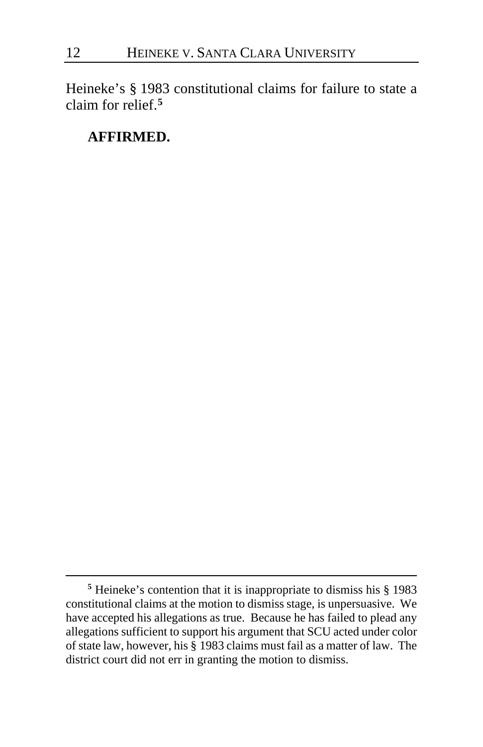Heineke's § 1983 constitutional claims for failure to state a claim for relief.[5]

**AFFIRMED.**

---

[5] Heineke's contention that it is inappropriate to dismiss his § 1983 constitutional claims at the motion to dismiss stage, is unpersuasive. We have accepted his allegations as true. Because he has failed to plead any allegations sufficient to support his argument that SCU acted under color of state law, however, his § 1983 claims must fail as a matter of law. The district court did not err in granting the motion to dismiss.